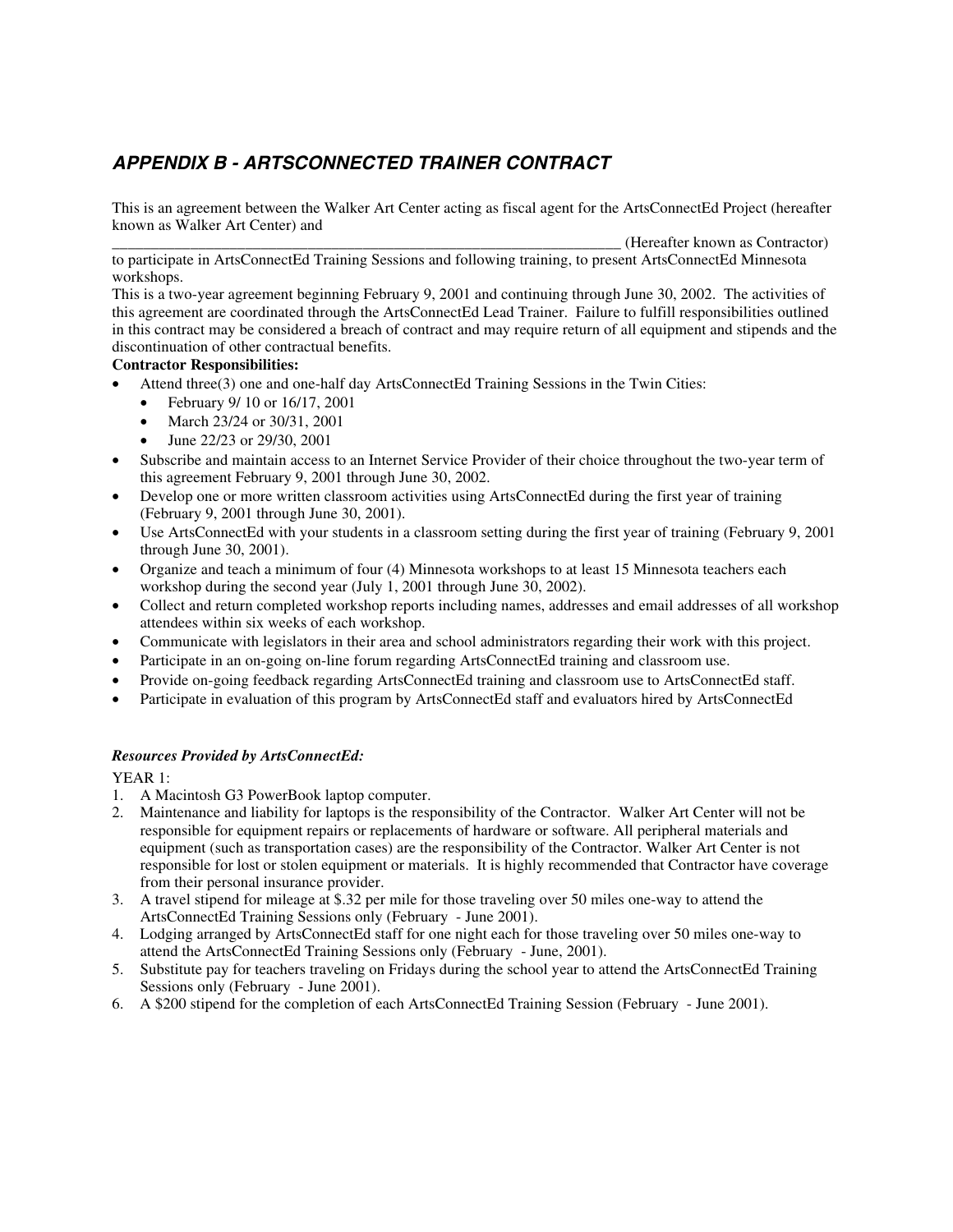## *APPENDIX B - ARTSCONNECTED TRAINER CONTRACT*

This is an agreement between the Walker Art Center acting as fiscal agent for the ArtsConnectEd Project (hereafter known as Walker Art Center) and

_________________________________________________________________ (Hereafter known as Contractor) to participate in ArtsConnectEd Training Sessions and following training, to present ArtsConnectEd Minnesota workshops.

This is a two-year agreement beginning February 9, 2001 and continuing through June 30, 2002. The activities of this agreement are coordinated through the ArtsConnectEd Lead Trainer. Failure to fulfill responsibilities outlined in this contract may be considered a breach of contract and may require return of all equipment and stipends and the discontinuation of other contractual benefits.

**Contractor Responsibilities:**

- Attend three(3) one and one-half day ArtsConnectEd Training Sessions in the Twin Cities:
  - February 9/ 10 or 16/17, 2001
  - March 23/24 or 30/31, 2001
  - June 22/23 or 29/30, 2001
- Subscribe and maintain access to an Internet Service Provider of their choice throughout the two-year term of this agreement February 9, 2001 through June 30, 2002.
- Develop one or more written classroom activities using ArtsConnectEd during the first year of training (February 9, 2001 through June 30, 2001).
- Use ArtsConnectEd with your students in a classroom setting during the first year of training (February 9, 2001 through June 30, 2001).
- Organize and teach a minimum of four (4) Minnesota workshops to at least 15 Minnesota teachers each workshop during the second year (July 1, 2001 through June 30, 2002).
- Collect and return completed workshop reports including names, addresses and email addresses of all workshop attendees within six weeks of each workshop.
- Communicate with legislators in their area and school administrators regarding their work with this project.
- Participate in an on-going on-line forum regarding ArtsConnectEd training and classroom use.
- Provide on-going feedback regarding ArtsConnectEd training and classroom use to ArtsConnectEd staff.
- Participate in evaluation of this program by ArtsConnectEd staff and evaluators hired by ArtsConnectEd

***Resources Provided by ArtsConnectEd:***

YEAR 1:

1. A Macintosh G3 PowerBook laptop computer.
2. Maintenance and liability for laptops is the responsibility of the Contractor. Walker Art Center will not be responsible for equipment repairs or replacements of hardware or software. All peripheral materials and equipment (such as transportation cases) are the responsibility of the Contractor. Walker Art Center is not responsible for lost or stolen equipment or materials. It is highly recommended that Contractor have coverage from their personal insurance provider.
3. A travel stipend for mileage at $.32 per mile for those traveling over 50 miles one-way to attend the ArtsConnectEd Training Sessions only (February - June 2001).
4. Lodging arranged by ArtsConnectEd staff for one night each for those traveling over 50 miles one-way to attend the ArtsConnectEd Training Sessions only (February - June, 2001).
5. Substitute pay for teachers traveling on Fridays during the school year to attend the ArtsConnectEd Training Sessions only (February - June 2001).
6. A $200 stipend for the completion of each ArtsConnectEd Training Session (February - June 2001).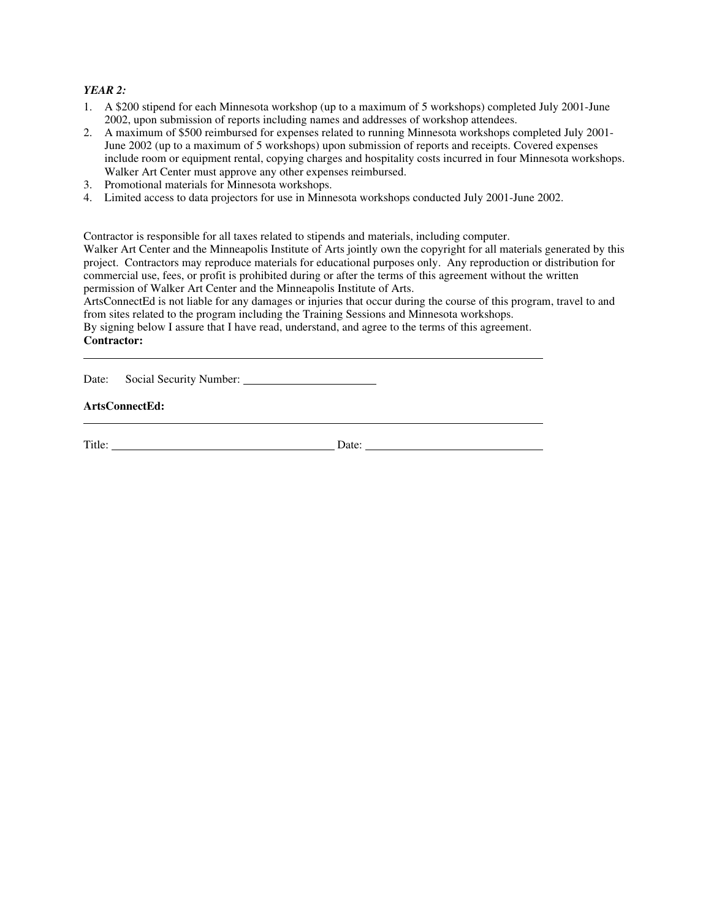***YEAR 2:***

1. A $200 stipend for each Minnesota workshop (up to a maximum of 5 workshops) completed July 2001-June 2002, upon submission of reports including names and addresses of workshop attendees.
2. A maximum of $500 reimbursed for expenses related to running Minnesota workshops completed July 2001-June 2002 (up to a maximum of 5 workshops) upon submission of reports and receipts. Covered expenses include room or equipment rental, copying charges and hospitality costs incurred in four Minnesota workshops. Walker Art Center must approve any other expenses reimbursed.
3. Promotional materials for Minnesota workshops.
4. Limited access to data projectors for use in Minnesota workshops conducted July 2001-June 2002.

Contractor is responsible for all taxes related to stipends and materials, including computer.
Walker Art Center and the Minneapolis Institute of Arts jointly own the copyright for all materials generated by this project. Contractors may reproduce materials for educational purposes only. Any reproduction or distribution for commercial use, fees, or profit is prohibited during or after the terms of this agreement without the written permission of Walker Art Center and the Minneapolis Institute of Arts.
ArtsConnectEd is not liable for any damages or injuries that occur during the course of this program, travel to and from sites related to the program including the Training Sessions and Minnesota workshops.
By signing below I assure that I have read, understand, and agree to the terms of this agreement.

**Contractor:**

_______________________________________________

Date: Social Security Number: ____________________

**ArtsConnectEd:**

_______________________________________________

Title: ______________________________ Date: ________________________